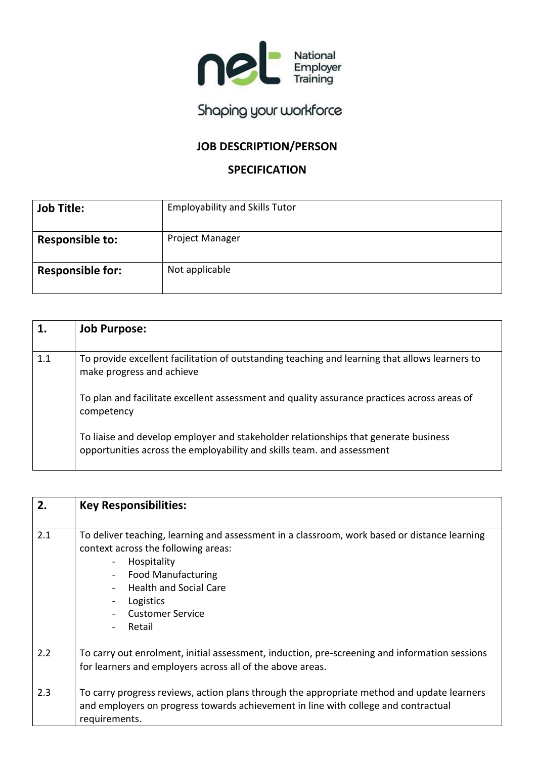National Employer Training

Shaping your workforce

# JOB DESCRIPTION/PERSON SPECIFICATION

| **Job Title:** | Employability and Skills Tutor |
| --- | --- |
| **Responsible to:** | Project Manager |
| **Responsible for:** | Not applicable |

| **1.** | **Job Purpose:** |
| --- | --- |
| 1.1 | To provide excellent facilitation of outstanding teaching and learning that allows learners to make progress and achieve<br><br>To plan and facilitate excellent assessment and quality assurance practices across areas of competency<br><br>To liaise and develop employer and stakeholder relationships that generate business opportunities across the employability and skills team. and assessment |

| **2.** | **Key Responsibilities:** |
| --- | --- |
| 2.1 | To deliver teaching, learning and assessment in a classroom, work based or distance learning context across the following areas:<br>- Hospitality<br>- Food Manufacturing<br>- Health and Social Care<br>- Logistics<br>- Customer Service<br>- Retail |
| 2.2 | To carry out enrolment, initial assessment, induction, pre-screening and information sessions for learners and employers across all of the above areas. |
| 2.3 | To carry progress reviews, action plans through the appropriate method and update learners and employers on progress towards achievement in line with college and contractual requirements. |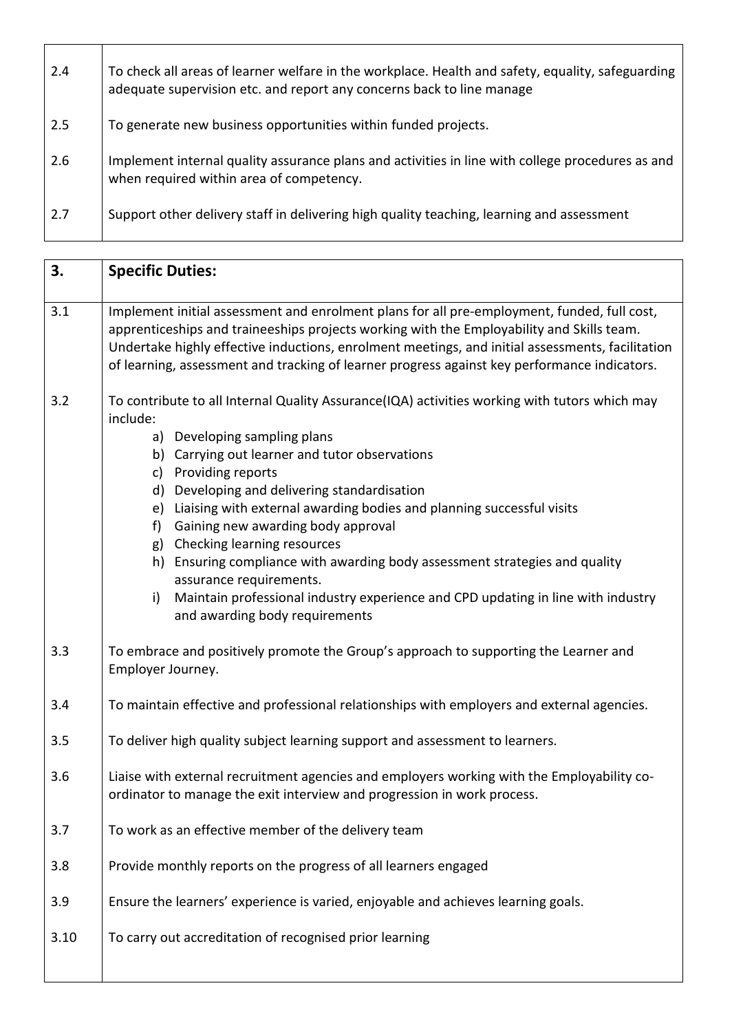| | |
|---|---|
| 2.4 | To check all areas of learner welfare in the workplace. Health and safety, equality, safeguarding adequate supervision etc. and report any concerns back to line manage |
| 2.5 | To generate new business opportunities within funded projects. |
| 2.6 | Implement internal quality assurance plans and activities in line with college procedures as and when required within area of competency. |
| 2.7 | Support other delivery staff in delivering high quality teaching, learning and assessment |

| **3.** | **Specific Duties:** |
|---|---|
| 3.1 | Implement initial assessment and enrolment plans for all pre-employment, funded, full cost, apprenticeships and traineeships projects working with the Employability and Skills team. Undertake highly effective inductions, enrolment meetings, and initial assessments, facilitation of learning, assessment and tracking of learner progress against key performance indicators. |
| 3.2 | To contribute to all Internal Quality Assurance(IQA) activities working with tutors which may include:<br>a) Developing sampling plans<br>b) Carrying out learner and tutor observations<br>c) Providing reports<br>d) Developing and delivering standardisation<br>e) Liaising with external awarding bodies and planning successful visits<br>f) Gaining new awarding body approval<br>g) Checking learning resources<br>h) Ensuring compliance with awarding body assessment strategies and quality assurance requirements.<br>i) Maintain professional industry experience and CPD updating in line with industry and awarding body requirements |
| 3.3 | To embrace and positively promote the Group's approach to supporting the Learner and Employer Journey. |
| 3.4 | To maintain effective and professional relationships with employers and external agencies. |
| 3.5 | To deliver high quality subject learning support and assessment to learners. |
| 3.6 | Liaise with external recruitment agencies and employers working with the Employability co-ordinator to manage the exit interview and progression in work process. |
| 3.7 | To work as an effective member of the delivery team |
| 3.8 | Provide monthly reports on the progress of all learners engaged |
| 3.9 | Ensure the learners' experience is varied, enjoyable and achieves learning goals. |
| 3.10 | To carry out accreditation of recognised prior learning |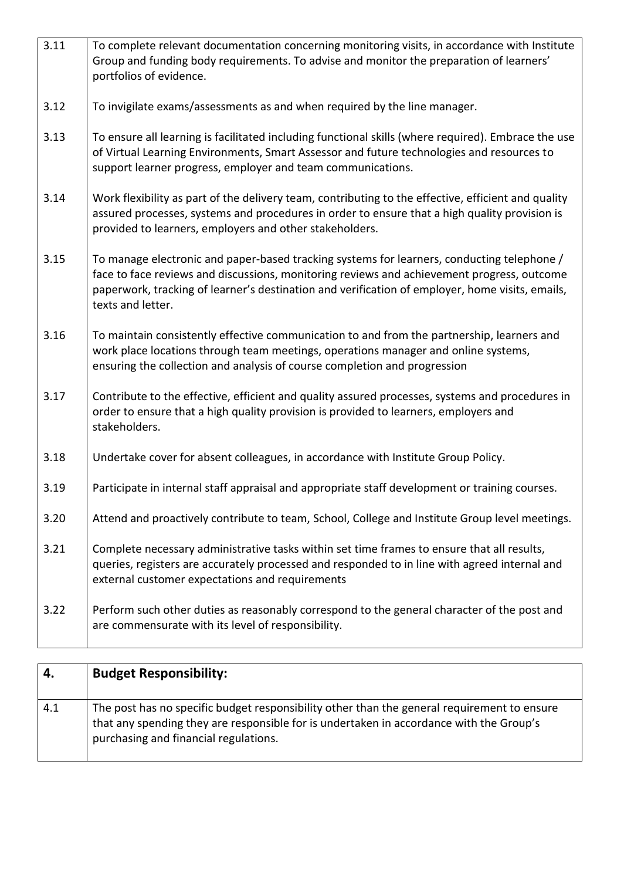| | |
|---|---|
| 3.11 | To complete relevant documentation concerning monitoring visits, in accordance with Institute Group and funding body requirements. To advise and monitor the preparation of learners' portfolios of evidence. |
| 3.12 | To invigilate exams/assessments as and when required by the line manager. |
| 3.13 | To ensure all learning is facilitated including functional skills (where required). Embrace the use of Virtual Learning Environments, Smart Assessor and future technologies and resources to support learner progress, employer and team communications. |
| 3.14 | Work flexibility as part of the delivery team, contributing to the effective, efficient and quality assured processes, systems and procedures in order to ensure that a high quality provision is provided to learners, employers and other stakeholders. |
| 3.15 | To manage electronic and paper-based tracking systems for learners, conducting telephone / face to face reviews and discussions, monitoring reviews and achievement progress, outcome paperwork, tracking of learner's destination and verification of employer, home visits, emails, texts and letter. |
| 3.16 | To maintain consistently effective communication to and from the partnership, learners and work place locations through team meetings, operations manager and online systems, ensuring the collection and analysis of course completion and progression |
| 3.17 | Contribute to the effective, efficient and quality assured processes, systems and procedures in order to ensure that a high quality provision is provided to learners, employers and stakeholders. |
| 3.18 | Undertake cover for absent colleagues, in accordance with Institute Group Policy. |
| 3.19 | Participate in internal staff appraisal and appropriate staff development or training courses. |
| 3.20 | Attend and proactively contribute to team, School, College and Institute Group level meetings. |
| 3.21 | Complete necessary administrative tasks within set time frames to ensure that all results, queries, registers are accurately processed and responded to in line with agreed internal and external customer expectations and requirements |
| 3.22 | Perform such other duties as reasonably correspond to the general character of the post and are commensurate with its level of responsibility. |

| **4.** | **Budget Responsibility:** |
|---|---|
| 4.1 | The post has no specific budget responsibility other than the general requirement to ensure that any spending they are responsible for is undertaken in accordance with the Group's purchasing and financial regulations. |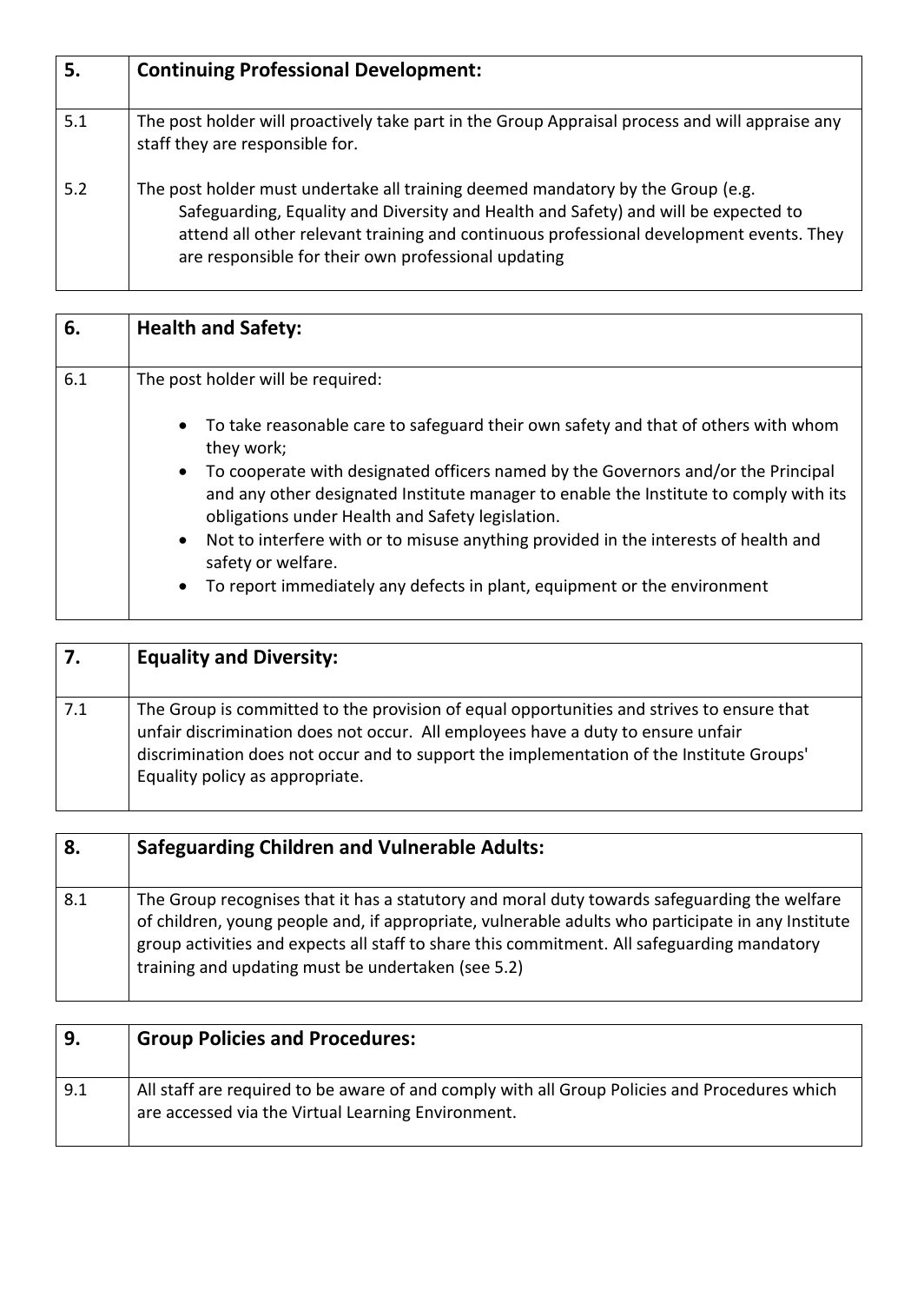| 5. | **Continuing Professional Development:** |
|---|---|
| 5.1 | The post holder will proactively take part in the Group Appraisal process and will appraise any staff they are responsible for. |
| 5.2 | The post holder must undertake all training deemed mandatory by the Group (e.g. Safeguarding, Equality and Diversity and Health and Safety) and will be expected to attend all other relevant training and continuous professional development events. They are responsible for their own professional updating |

| 6. | **Health and Safety:** |
|---|---|
| 6.1 | The post holder will be required:<br>• To take reasonable care to safeguard their own safety and that of others with whom they work;<br>• To cooperate with designated officers named by the Governors and/or the Principal and any other designated Institute manager to enable the Institute to comply with its obligations under Health and Safety legislation.<br>• Not to interfere with or to misuse anything provided in the interests of health and safety or welfare.<br>• To report immediately any defects in plant, equipment or the environment |

| 7. | **Equality and Diversity:** |
|---|---|
| 7.1 | The Group is committed to the provision of equal opportunities and strives to ensure that unfair discrimination does not occur. All employees have a duty to ensure unfair discrimination does not occur and to support the implementation of the Institute Groups' Equality policy as appropriate. |

| 8. | **Safeguarding Children and Vulnerable Adults:** |
|---|---|
| 8.1 | The Group recognises that it has a statutory and moral duty towards safeguarding the welfare of children, young people and, if appropriate, vulnerable adults who participate in any Institute group activities and expects all staff to share this commitment. All safeguarding mandatory training and updating must be undertaken (see 5.2) |

| 9. | **Group Policies and Procedures:** |
|---|---|
| 9.1 | All staff are required to be aware of and comply with all Group Policies and Procedures which are accessed via the Virtual Learning Environment. |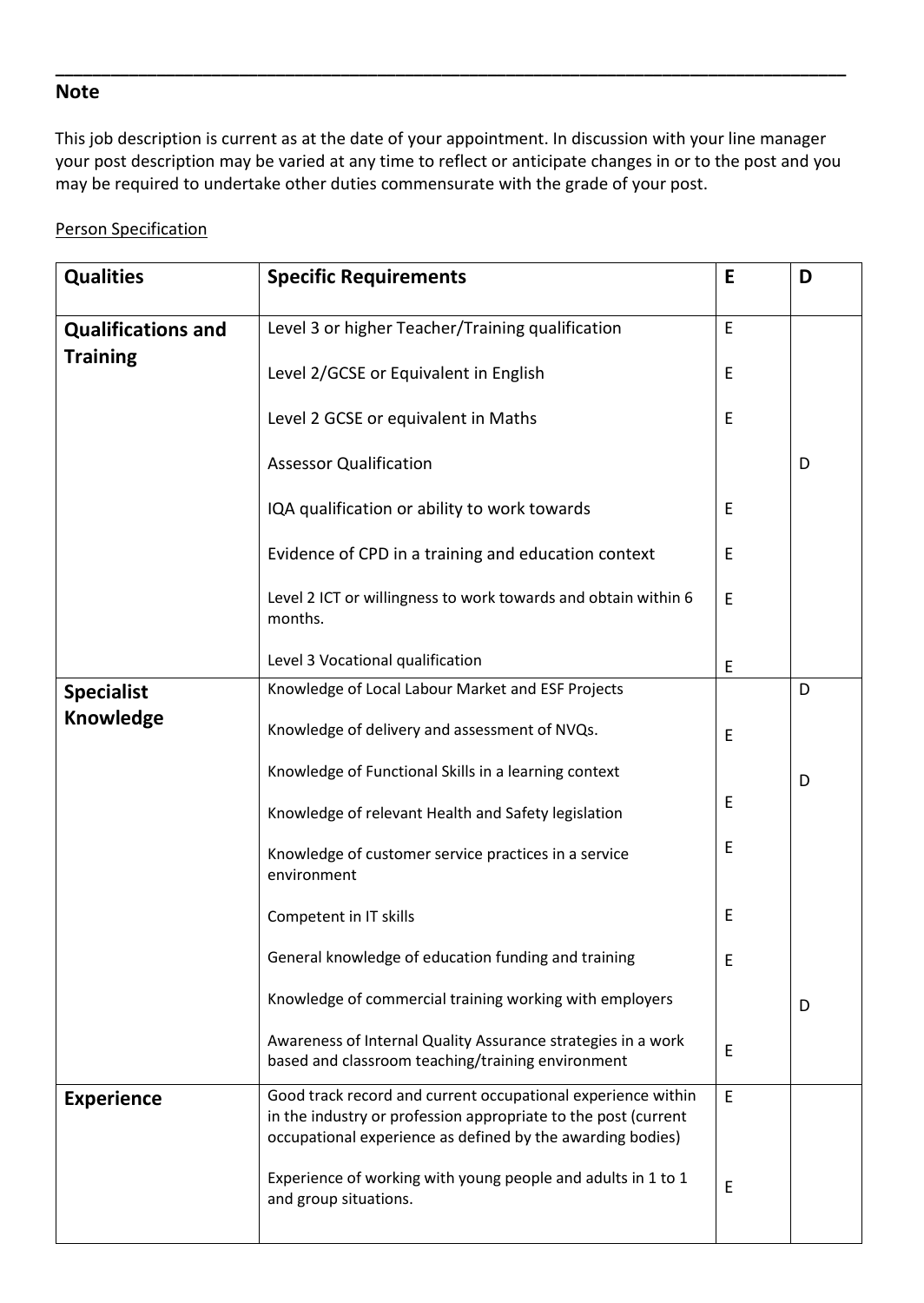## Note

This job description is current as at the date of your appointment. In discussion with your line manager your post description may be varied at any time to reflect or anticipate changes in or to the post and you may be required to undertake other duties commensurate with the grade of your post.

Person Specification

| Qualities | Specific Requirements | E | D |
|---|---|---|---|
| **Qualifications and Training** | Level 3 or higher Teacher/Training qualification | E | |
| | Level 2/GCSE or Equivalent in English | E | |
| | Level 2 GCSE or equivalent in Maths | E | |
| | Assessor Qualification | | D |
| | IQA qualification or ability to work towards | E | |
| | Evidence of CPD in a training and education context | E | |
| | Level 2 ICT or willingness to work towards and obtain within 6 months. | E | |
| | Level 3 Vocational qualification | E | |
| **Specialist Knowledge** | Knowledge of Local Labour Market and ESF Projects | | D |
| | Knowledge of delivery and assessment of NVQs. | E | |
| | Knowledge of Functional Skills in a learning context | | D |
| | Knowledge of relevant Health and Safety legislation | E | |
| | Knowledge of customer service practices in a service environment | E | |
| | Competent in IT skills | E | |
| | General knowledge of education funding and training | E | |
| | Knowledge of commercial training working with employers | | D |
| | Awareness of Internal Quality Assurance strategies in a work based and classroom teaching/training environment | E | |
| **Experience** | Good track record and current occupational experience within in the industry or profession appropriate to the post (current occupational experience as defined by the awarding bodies) | E | |
| | Experience of working with young people and adults in 1 to 1 and group situations. | E | |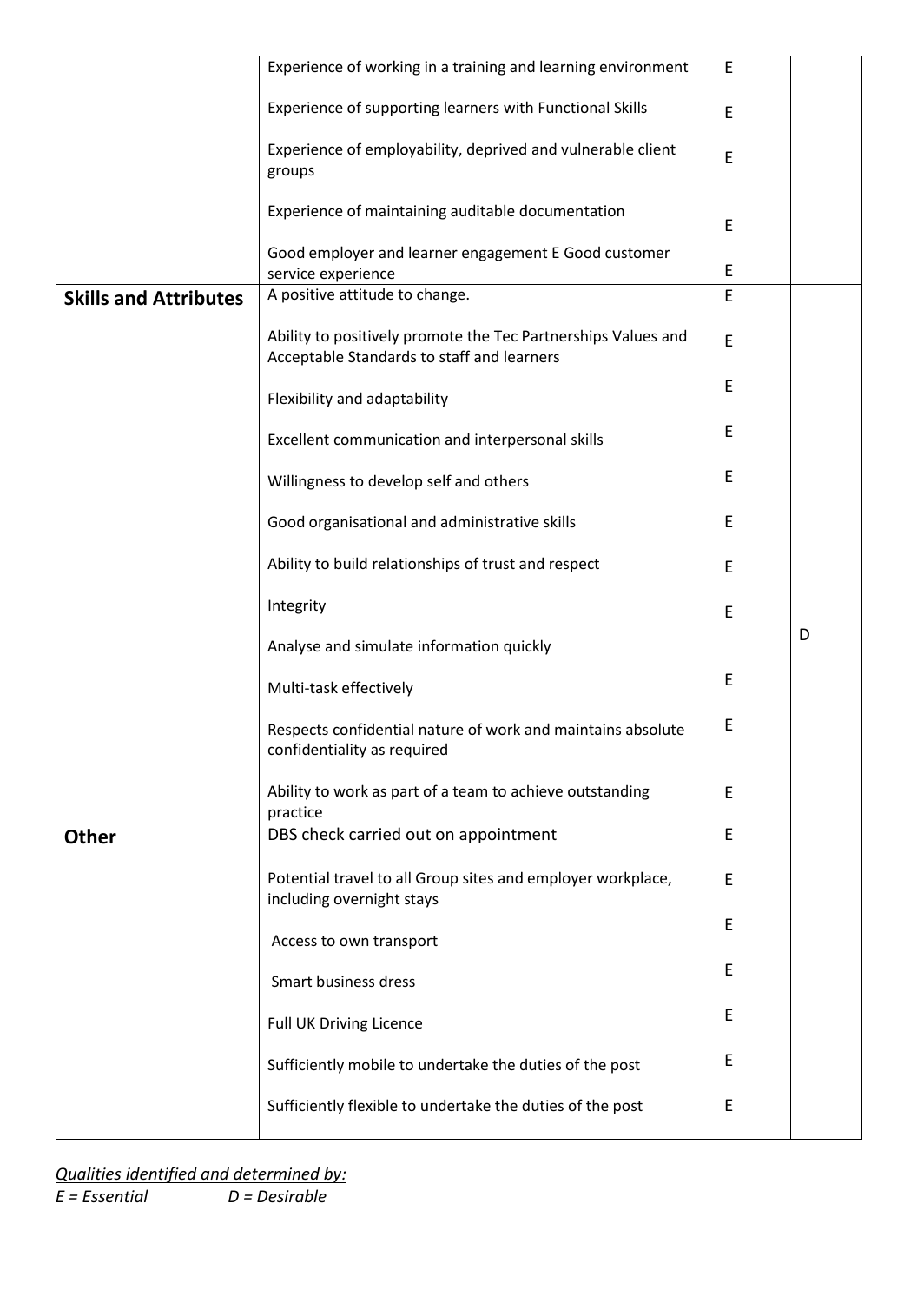| | | | |
|---|---|---|---|
| | Experience of working in a training and learning environment | E | |
| | Experience of supporting learners with Functional Skills | E | |
| | Experience of employability, deprived and vulnerable client groups | E | |
| | Experience of maintaining auditable documentation | E | |
| | Good employer and learner engagement E Good customer service experience | E | |
| **Skills and Attributes** | A positive attitude to change. | E | |
| | Ability to positively promote the Tec Partnerships Values and Acceptable Standards to staff and learners | E | |
| | Flexibility and adaptability | E | |
| | Excellent communication and interpersonal skills | E | |
| | Willingness to develop self and others | E | |
| | Good organisational and administrative skills | E | |
| | Ability to build relationships of trust and respect | E | |
| | Integrity | E | |
| | Analyse and simulate information quickly | | D |
| | Multi-task effectively | E | |
| | Respects confidential nature of work and maintains absolute confidentiality as required | E | |
| | Ability to work as part of a team to achieve outstanding practice | E | |
| **Other** | DBS check carried out on appointment | E | |
| | Potential travel to all Group sites and employer workplace, including overnight stays | E | |
| | Access to own transport | E | |
| | Smart business dress | E | |
| | Full UK Driving Licence | E | |
| | Sufficiently mobile to undertake the duties of the post | E | |
| | Sufficiently flexible to undertake the duties of the post | E | |

*Qualities identified and determined by:*
*E = Essential* *D = Desirable*